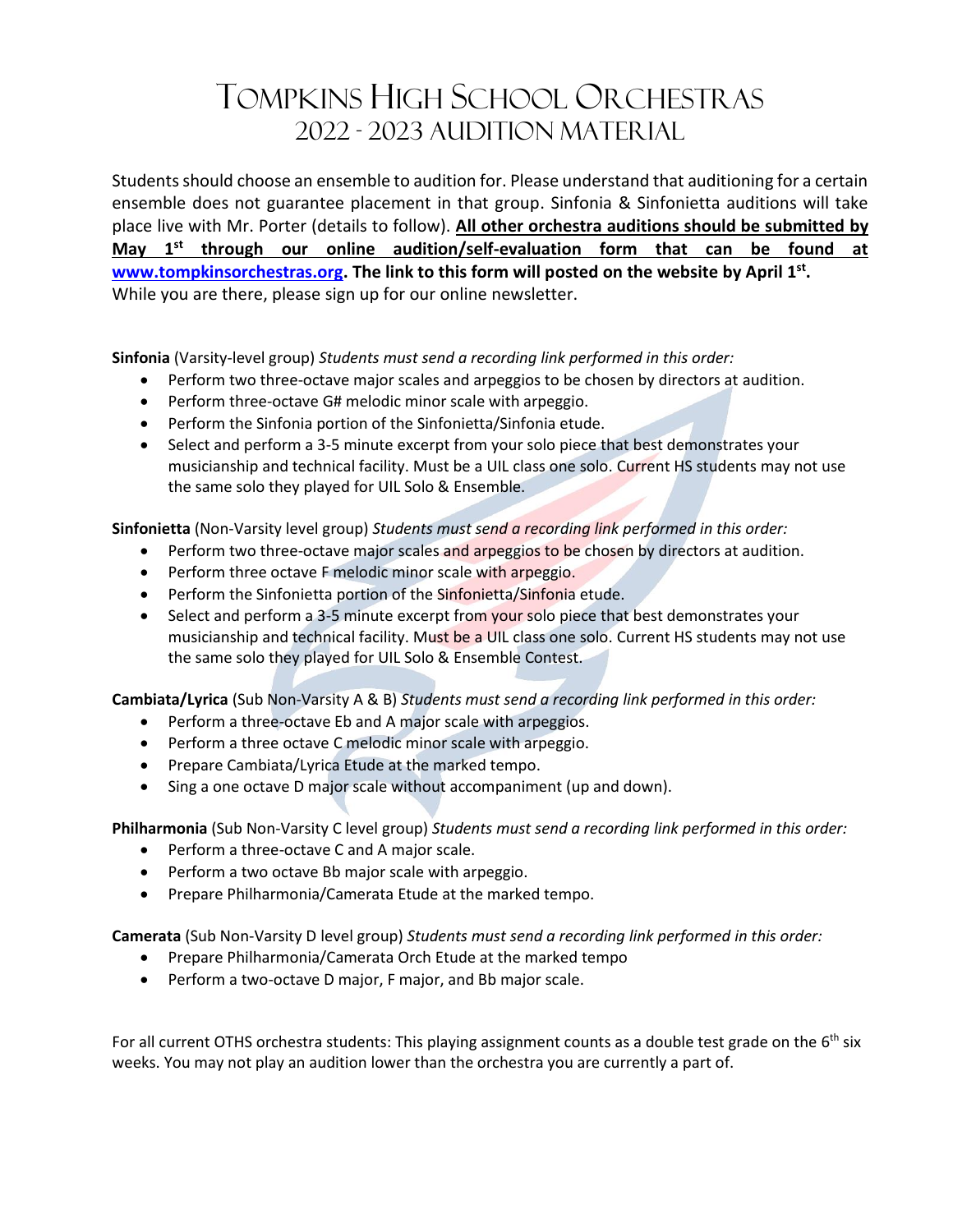# Tompkins High School Orchestras
## 2022 - 2023 Audition Material

Students should choose an ensemble to audition for. Please understand that auditioning for a certain ensemble does not guarantee placement in that group. Sinfonia & Sinfonietta auditions will take place live with Mr. Porter (details to follow). **All other orchestra auditions should be submitted by May 1st through our online audition/self-evaluation form that can be found at [www.tompkinsorchestras.org](http://www.tompkinsorchestras.org). The link to this form will posted on the website by April 1st.** While you are there, please sign up for our online newsletter.

**Sinfonia** (Varsity-level group) *Students must send a recording link performed in this order:*

- Perform two three-octave major scales and arpeggios to be chosen by directors at audition.
- Perform three-octave G# melodic minor scale with arpeggio.
- Perform the Sinfonia portion of the Sinfonietta/Sinfonia etude.
- Select and perform a 3-5 minute excerpt from your solo piece that best demonstrates your musicianship and technical facility. Must be a UIL class one solo. Current HS students may not use the same solo they played for UIL Solo & Ensemble.

**Sinfonietta** (Non-Varsity level group) *Students must send a recording link performed in this order:*

- Perform two three-octave major scales and arpeggios to be chosen by directors at audition.
- Perform three octave F melodic minor scale with arpeggio.
- Perform the Sinfonietta portion of the Sinfonietta/Sinfonia etude.
- Select and perform a 3-5 minute excerpt from your solo piece that best demonstrates your musicianship and technical facility. Must be a UIL class one solo. Current HS students may not use the same solo they played for UIL Solo & Ensemble Contest.

**Cambiata/Lyrica** (Sub Non-Varsity A & B) *Students must send a recording link performed in this order:*

- Perform a three-octave Eb and A major scale with arpeggios.
- Perform a three octave C melodic minor scale with arpeggio.
- Prepare Cambiata/Lyrica Etude at the marked tempo.
- Sing a one octave D major scale without accompaniment (up and down).

**Philharmonia** (Sub Non-Varsity C level group) *Students must send a recording link performed in this order:*

- Perform a three-octave C and A major scale.
- Perform a two octave Bb major scale with arpeggio.
- Prepare Philharmonia/Camerata Etude at the marked tempo.

**Camerata** (Sub Non-Varsity D level group) *Students must send a recording link performed in this order:*

- Prepare Philharmonia/Camerata Orch Etude at the marked tempo
- Perform a two-octave D major, F major, and Bb major scale.

For all current OTHS orchestra students: This playing assignment counts as a double test grade on the 6th six weeks. You may not play an audition lower than the orchestra you are currently a part of.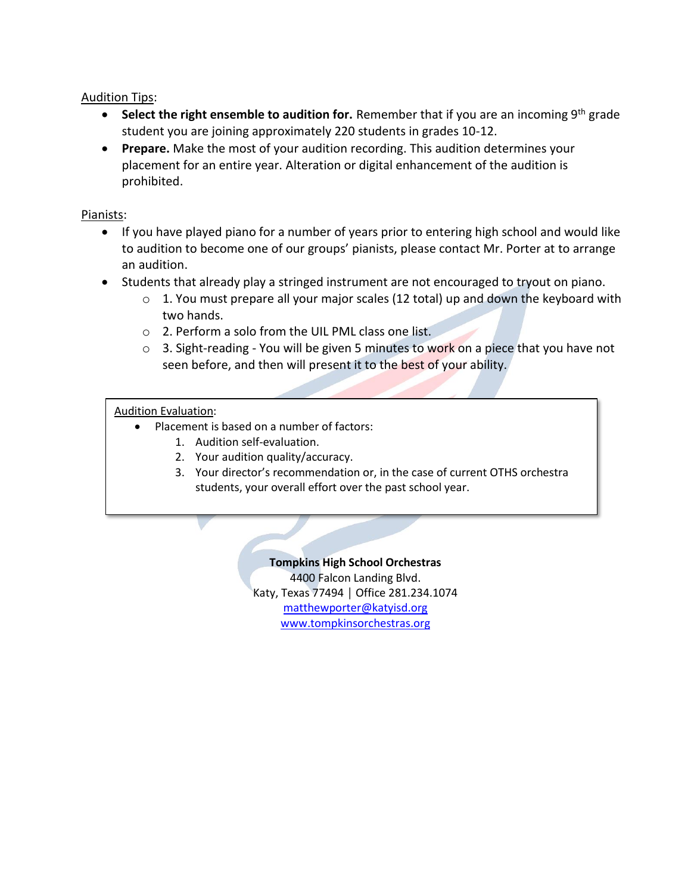Audition Tips:

- **Select the right ensemble to audition for.** Remember that if you are an incoming 9th grade student you are joining approximately 220 students in grades 10-12.
- **Prepare.** Make the most of your audition recording. This audition determines your placement for an entire year. Alteration or digital enhancement of the audition is prohibited.

Pianists:

- If you have played piano for a number of years prior to entering high school and would like to audition to become one of our groups' pianists, please contact Mr. Porter at to arrange an audition.
- Students that already play a stringed instrument are not encouraged to tryout on piano.
  - 1. You must prepare all your major scales (12 total) up and down the keyboard with two hands.
  - 2. Perform a solo from the UIL PML class one list.
  - 3. Sight-reading - You will be given 5 minutes to work on a piece that you have not seen before, and then will present it to the best of your ability.

Audition Evaluation:

- Placement is based on a number of factors:
  1. Audition self-evaluation.
  2. Your audition quality/accuracy.
  3. Your director's recommendation or, in the case of current OTHS orchestra students, your overall effort over the past school year.

**Tompkins High School Orchestras**
4400 Falcon Landing Blvd.
Katy, Texas 77494 | Office 281.234.1074
matthewporter@katyisd.org
www.tompkinsorchestras.org